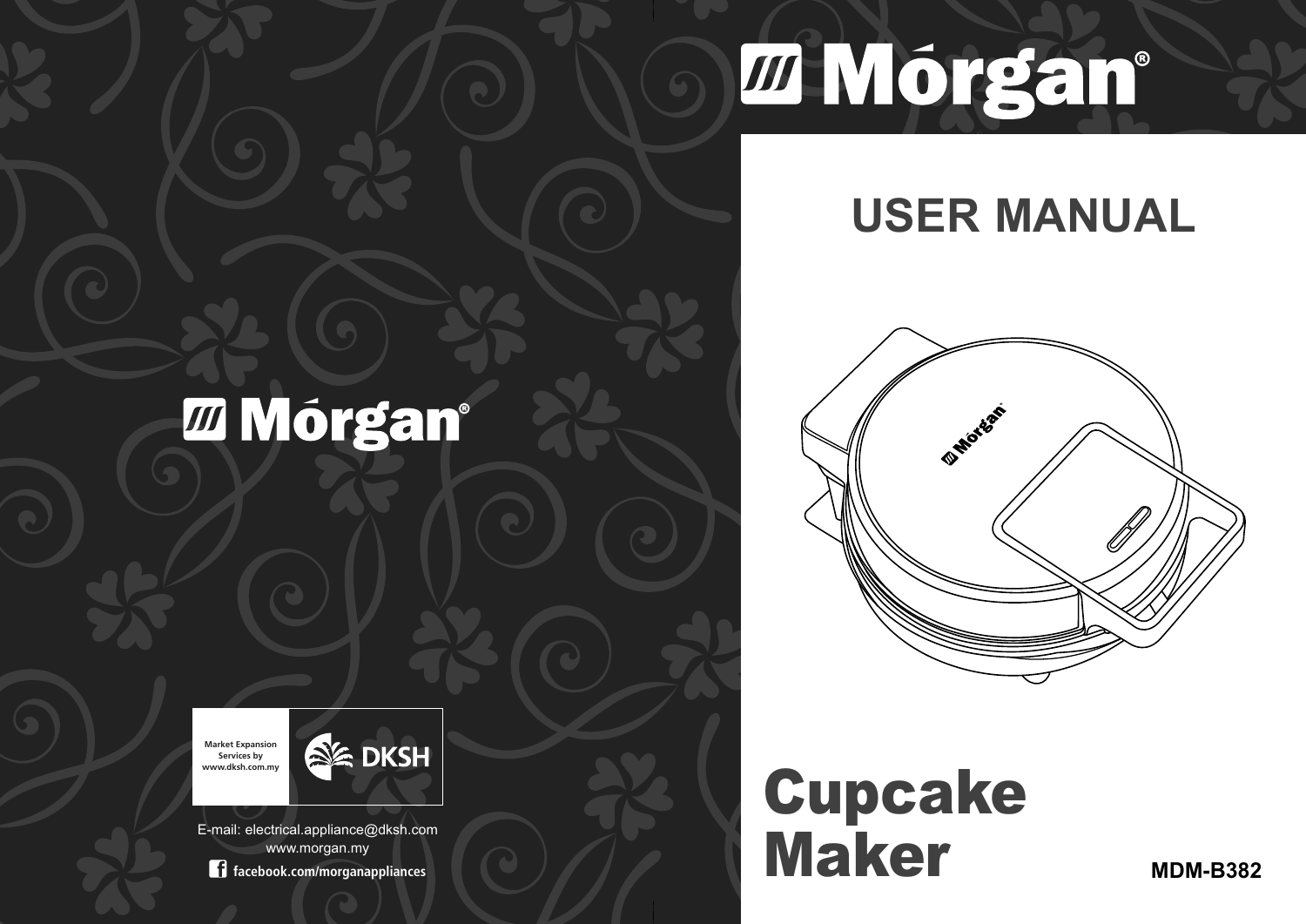# Mórgan®

## USER MANUAL

# Cupcake Maker

**MDM-B382**

Mórgan®

Market Expansion Services by www.dksh.com.my

DKSH

E-mail: electrical.appliance@dksh.com
www.morgan.my
facebook.com/morganappliances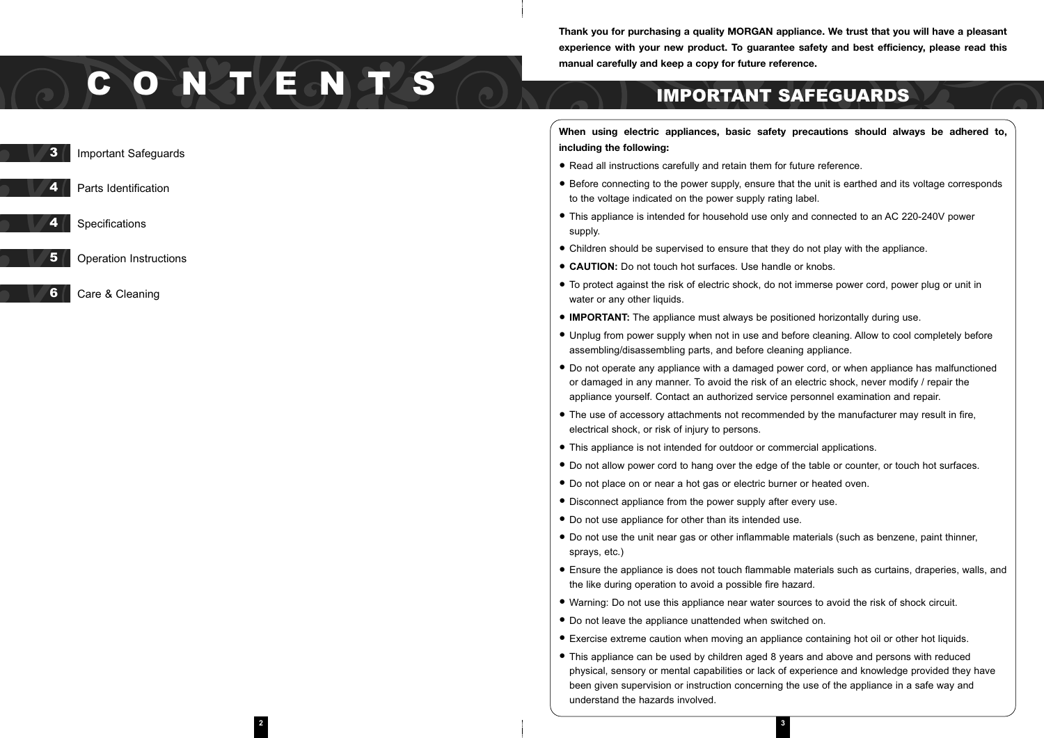# CONTENTS

| | |
|---|---|
| 3 | Important Safeguards |
| 4 | Parts Identification |
| 4 | Specifications |
| 5 | Operation Instructions |
| 6 | Care & Cleaning |

**Thank you for purchasing a quality MORGAN appliance. We trust that you will have a pleasant experience with your new product. To guarantee safety and best efficiency, please read this manual carefully and keep a copy for future reference.**

## IMPORTANT SAFEGUARDS

**When using electric appliances, basic safety precautions should always be adhered to, including the following:**

- Read all instructions carefully and retain them for future reference.
- Before connecting to the power supply, ensure that the unit is earthed and its voltage corresponds to the voltage indicated on the power supply rating label.
- This appliance is intended for household use only and connected to an AC 220-240V power supply.
- Children should be supervised to ensure that they do not play with the appliance.
- **CAUTION:** Do not touch hot surfaces. Use handle or knobs.
- To protect against the risk of electric shock, do not immerse power cord, power plug or unit in water or any other liquids.
- **IMPORTANT:** The appliance must always be positioned horizontally during use.
- Unplug from power supply when not in use and before cleaning. Allow to cool completely before assembling/disassembling parts, and before cleaning appliance.
- Do not operate any appliance with a damaged power cord, or when appliance has malfunctioned or damaged in any manner. To avoid the risk of an electric shock, never modify / repair the appliance yourself. Contact an authorized service personnel examination and repair.
- The use of accessory attachments not recommended by the manufacturer may result in fire, electrical shock, or risk of injury to persons.
- This appliance is not intended for outdoor or commercial applications.
- Do not allow power cord to hang over the edge of the table or counter, or touch hot surfaces.
- Do not place on or near a hot gas or electric burner or heated oven.
- Disconnect appliance from the power supply after every use.
- Do not use appliance for other than its intended use.
- Do not use the unit near gas or other inflammable materials (such as benzene, paint thinner, sprays, etc.)
- Ensure the appliance is does not touch flammable materials such as curtains, draperies, walls, and the like during operation to avoid a possible fire hazard.
- Warning: Do not use this appliance near water sources to avoid the risk of shock circuit.
- Do not leave the appliance unattended when switched on.
- Exercise extreme caution when moving an appliance containing hot oil or other hot liquids.
- This appliance can be used by children aged 8 years and above and persons with reduced physical, sensory or mental capabilities or lack of experience and knowledge provided they have been given supervision or instruction concerning the use of the appliance in a safe way and understand the hazards involved.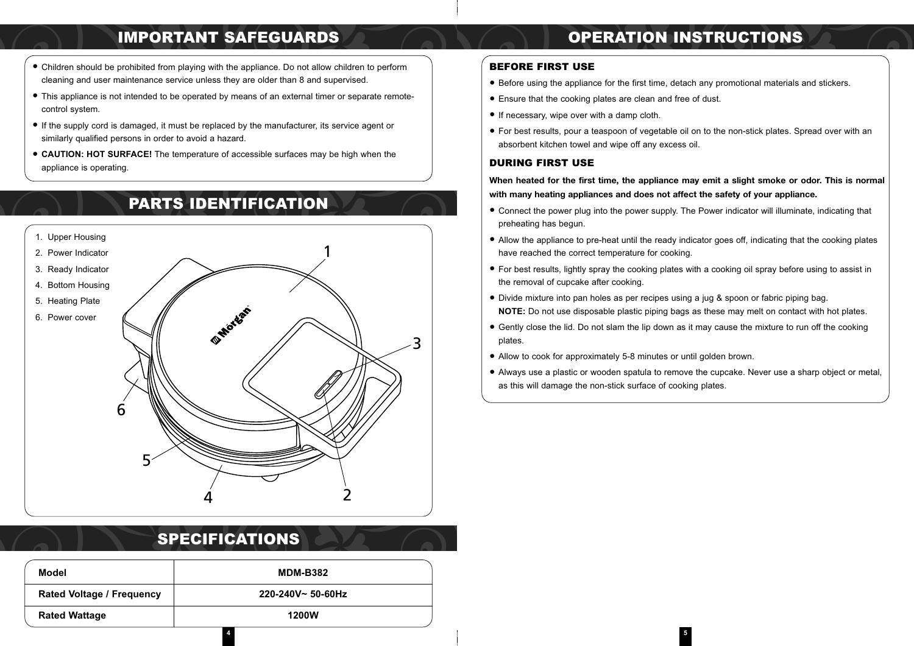## IMPORTANT SAFEGUARDS

- Children should be prohibited from playing with the appliance. Do not allow children to perform cleaning and user maintenance service unless they are older than 8 and supervised.
- This appliance is not intended to be operated by means of an external timer or separate remote-control system.
- If the supply cord is damaged, it must be replaced by the manufacturer, its service agent or similarly qualified persons in order to avoid a hazard.
- **CAUTION: HOT SURFACE!** The temperature of accessible surfaces may be high when the appliance is operating.

## PARTS IDENTIFICATION

1. Upper Housing
2. Power Indicator
3. Ready Indicator
4. Bottom Housing
5. Heating Plate
6. Power cover

## SPECIFICATIONS

| | |
|---|---|
| **Model** | **MDM-B382** |
| **Rated Voltage / Frequency** | **220-240V~ 50-60Hz** |
| **Rated Wattage** | **1200W** |

## OPERATION INSTRUCTIONS

### BEFORE FIRST USE

- Before using the appliance for the first time, detach any promotional materials and stickers.
- Ensure that the cooking plates are clean and free of dust.
- If necessary, wipe over with a damp cloth.
- For best results, pour a teaspoon of vegetable oil on to the non-stick plates. Spread over with an absorbent kitchen towel and wipe off any excess oil.

### DURING FIRST USE

**When heated for the first time, the appliance may emit a slight smoke or odor. This is normal with many heating appliances and does not affect the safety of your appliance.**

- Connect the power plug into the power supply. The Power indicator will illuminate, indicating that preheating has begun.
- Allow the appliance to pre-heat until the ready indicator goes off, indicating that the cooking plates have reached the correct temperature for cooking.
- For best results, lightly spray the cooking plates with a cooking oil spray before using to assist in the removal of cupcake after cooking.
- Divide mixture into pan holes as per recipes using a jug & spoon or fabric piping bag.
  **NOTE:** Do not use disposable plastic piping bags as these may melt on contact with hot plates.
- Gently close the lid. Do not slam the lip down as it may cause the mixture to run off the cooking plates.
- Allow to cook for approximately 5-8 minutes or until golden brown.
- Always use a plastic or wooden spatula to remove the cupcake. Never use a sharp object or metal, as this will damage the non-stick surface of cooking plates.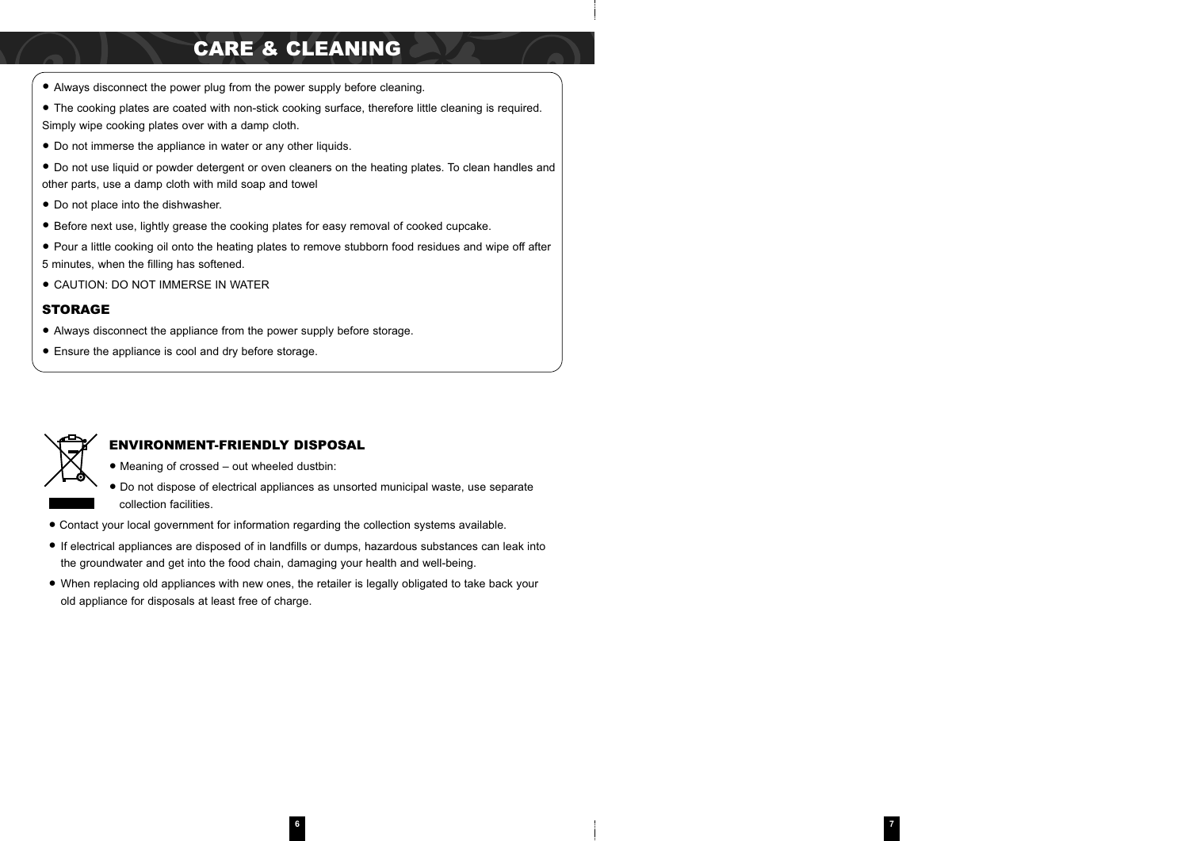# CARE & CLEANING

- Always disconnect the power plug from the power supply before cleaning.
- The cooking plates are coated with non-stick cooking surface, therefore little cleaning is required. Simply wipe cooking plates over with a damp cloth.
- Do not immerse the appliance in water or any other liquids.
- Do not use liquid or powder detergent or oven cleaners on the heating plates. To clean handles and other parts, use a damp cloth with mild soap and towel
- Do not place into the dishwasher.
- Before next use, lightly grease the cooking plates for easy removal of cooked cupcake.
- Pour a little cooking oil onto the heating plates to remove stubborn food residues and wipe off after 5 minutes, when the filling has softened.
- CAUTION: DO NOT IMMERSE IN WATER

## STORAGE

- Always disconnect the appliance from the power supply before storage.
- Ensure the appliance is cool and dry before storage.

## ENVIRONMENT-FRIENDLY DISPOSAL

- Meaning of crossed – out wheeled dustbin:
- Do not dispose of electrical appliances as unsorted municipal waste, use separate collection facilities.
- Contact your local government for information regarding the collection systems available.
- If electrical appliances are disposed of in landfills or dumps, hazardous substances can leak into the groundwater and get into the food chain, damaging your health and well-being.
- When replacing old appliances with new ones, the retailer is legally obligated to take back your old appliance for disposals at least free of charge.